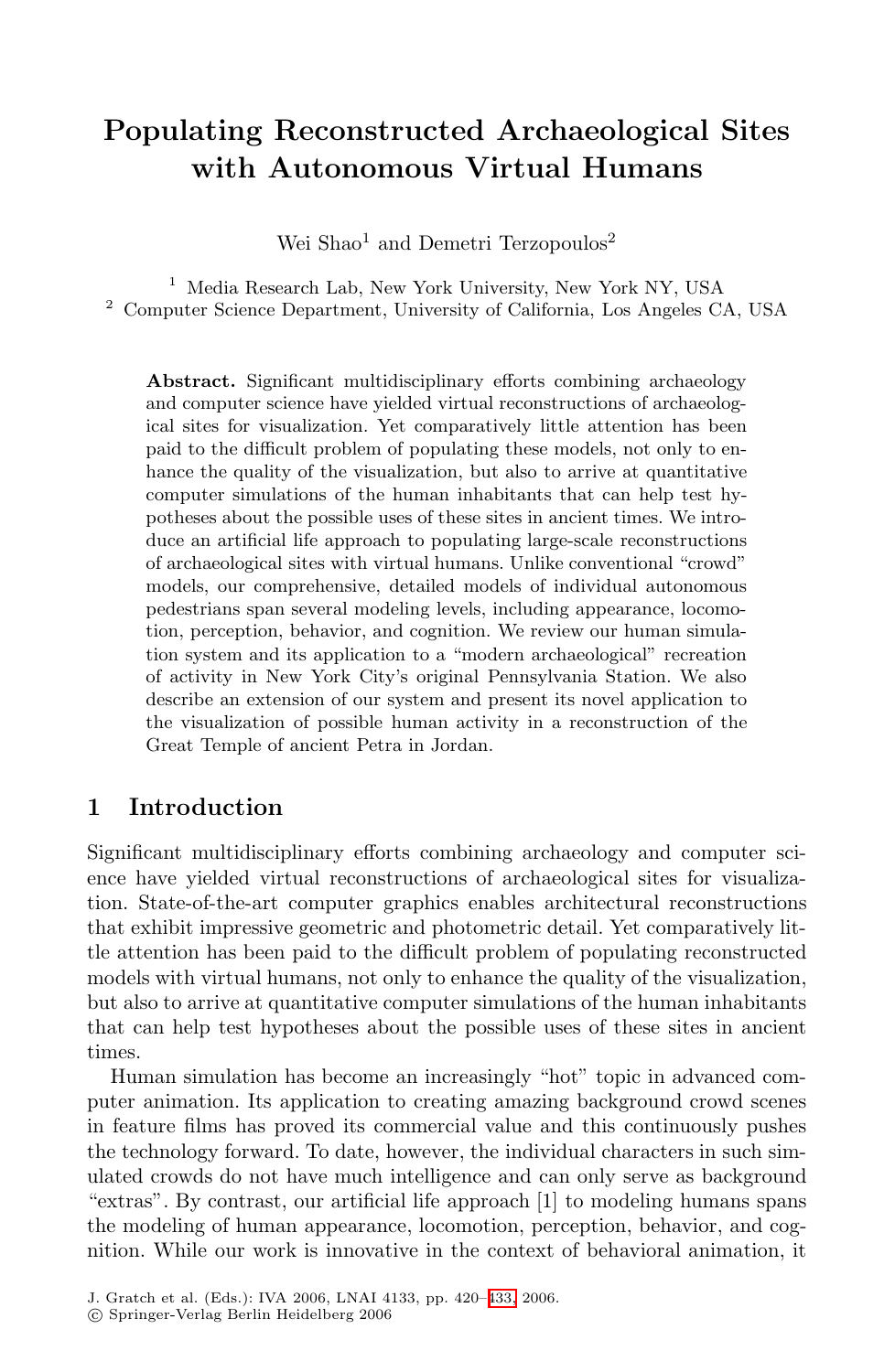# Populating Reconstructed Archaeological Sites with Autonomous Virtual Humans

Wei Shao[1] and Demetri Terzopoulos[2]

[1] Media Research Lab, New York University, New York NY, USA
[2] Computer Science Department, University of California, Los Angeles CA, USA

**Abstract.** Significant multidisciplinary efforts combining archaeology and computer science have yielded virtual reconstructions of archaeological sites for visualization. Yet comparatively little attention has been paid to the difficult problem of populating these models, not only to enhance the quality of the visualization, but also to arrive at quantitative computer simulations of the human inhabitants that can help test hypotheses about the possible uses of these sites in ancient times. We introduce an artificial life approach to populating large-scale reconstructions of archaeological sites with virtual humans. Unlike conventional "crowd" models, our comprehensive, detailed models of individual autonomous pedestrians span several modeling levels, including appearance, locomotion, perception, behavior, and cognition. We review our human simulation system and its application to a "modern archaeological" recreation of activity in New York City's original Pennsylvania Station. We also describe an extension of our system and present its novel application to the visualization of possible human activity in a reconstruction of the Great Temple of ancient Petra in Jordan.

## 1 Introduction

Significant multidisciplinary efforts combining archaeology and computer science have yielded virtual reconstructions of archaeological sites for visualization. State-of-the-art computer graphics enables architectural reconstructions that exhibit impressive geometric and photometric detail. Yet comparatively little attention has been paid to the difficult problem of populating reconstructed models with virtual humans, not only to enhance the quality of the visualization, but also to arrive at quantitative computer simulations of the human inhabitants that can help test hypotheses about the possible uses of these sites in ancient times.

Human simulation has become an increasingly "hot" topic in advanced computer animation. Its application to creating amazing background crowd scenes in feature films has proved its commercial value and this continuously pushes the technology forward. To date, however, the individual characters in such simulated crowds do not have much intelligence and can only serve as background "extras". By contrast, our artificial life approach [1] to modeling humans spans the modeling of human appearance, locomotion, perception, behavior, and cognition. While our work is innovative in the context of behavioral animation, it

J. Gratch et al. (Eds.): IVA 2006, LNAI 4133, pp. 420–433, 2006.
© Springer-Verlag Berlin Heidelberg 2006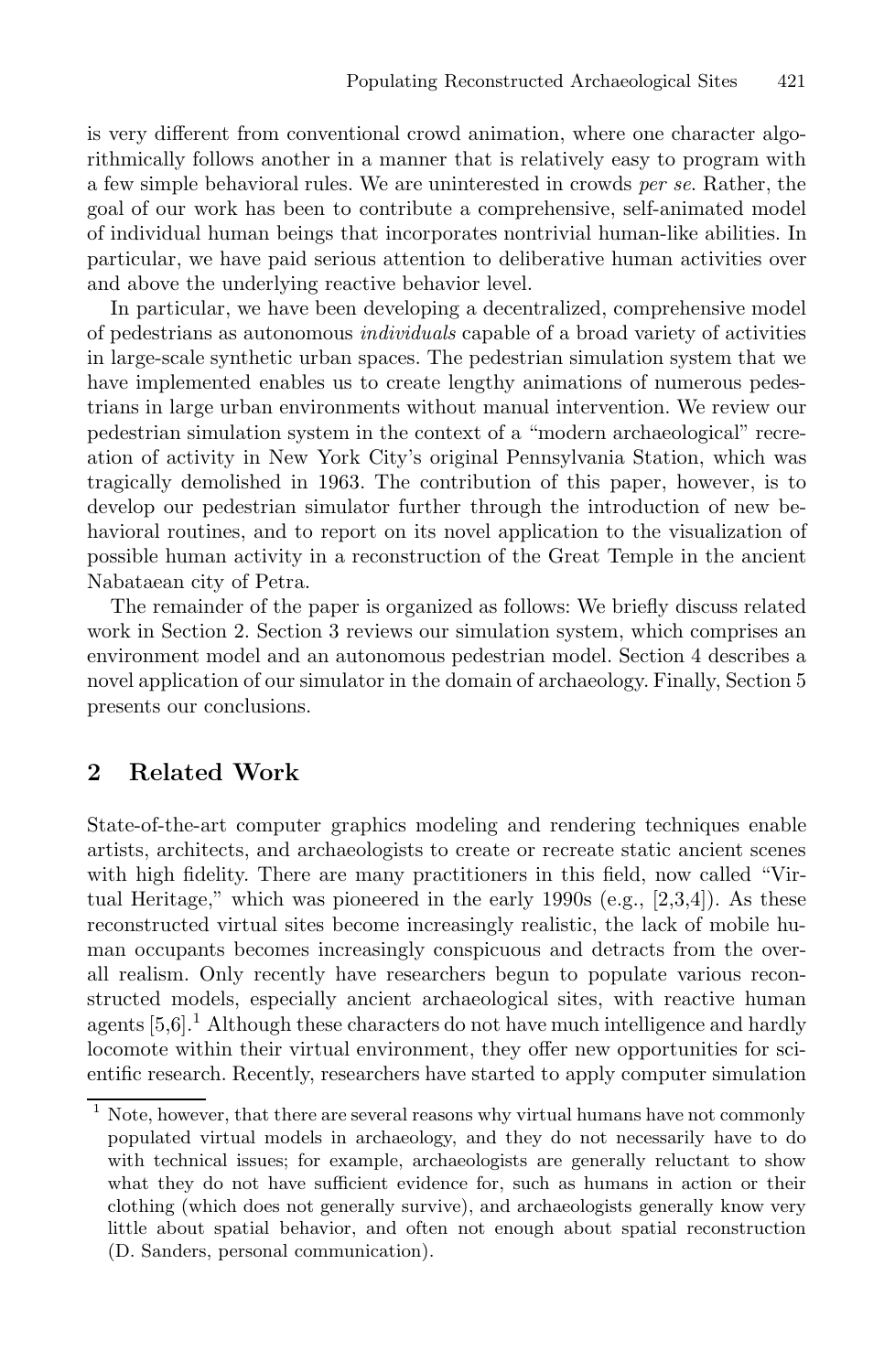is very different from conventional crowd animation, where one character algorithmically follows another in a manner that is relatively easy to program with a few simple behavioral rules. We are uninterested in crowds *per se*. Rather, the goal of our work has been to contribute a comprehensive, self-animated model of individual human beings that incorporates nontrivial human-like abilities. In particular, we have paid serious attention to deliberative human activities over and above the underlying reactive behavior level.

In particular, we have been developing a decentralized, comprehensive model of pedestrians as autonomous *individuals* capable of a broad variety of activities in large-scale synthetic urban spaces. The pedestrian simulation system that we have implemented enables us to create lengthy animations of numerous pedestrians in large urban environments without manual intervention. We review our pedestrian simulation system in the context of a "modern archaeological" recreation of activity in New York City's original Pennsylvania Station, which was tragically demolished in 1963. The contribution of this paper, however, is to develop our pedestrian simulator further through the introduction of new behavioral routines, and to report on its novel application to the visualization of possible human activity in a reconstruction of the Great Temple in the ancient Nabataean city of Petra.

The remainder of the paper is organized as follows: We briefly discuss related work in Section 2. Section 3 reviews our simulation system, which comprises an environment model and an autonomous pedestrian model. Section 4 describes a novel application of our simulator in the domain of archaeology. Finally, Section 5 presents our conclusions.

## 2 Related Work

State-of-the-art computer graphics modeling and rendering techniques enable artists, architects, and archaeologists to create or recreate static ancient scenes with high fidelity. There are many practitioners in this field, now called "Virtual Heritage," which was pioneered in the early 1990s (e.g., [2,3,4]). As these reconstructed virtual sites become increasingly realistic, the lack of mobile human occupants becomes increasingly conspicuous and detracts from the overall realism. Only recently have researchers begun to populate various reconstructed models, especially ancient archaeological sites, with reactive human agents [5,6].[1] Although these characters do not have much intelligence and hardly locomote within their virtual environment, they offer new opportunities for scientific research. Recently, researchers have started to apply computer simulation

[1] Note, however, that there are several reasons why virtual humans have not commonly populated virtual models in archaeology, and they do not necessarily have to do with technical issues; for example, archaeologists are generally reluctant to show what they do not have sufficient evidence for, such as humans in action or their clothing (which does not generally survive), and archaeologists generally know very little about spatial behavior, and often not enough about spatial reconstruction (D. Sanders, personal communication).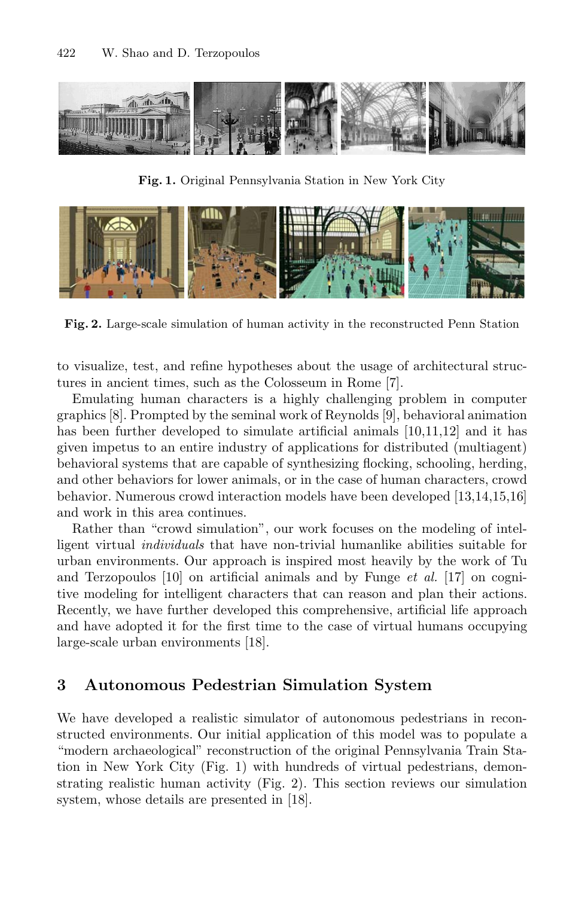**Fig. 1.** Original Pennsylvania Station in New York City

**Fig. 2.** Large-scale simulation of human activity in the reconstructed Penn Station

to visualize, test, and refine hypotheses about the usage of architectural structures in ancient times, such as the Colosseum in Rome [7].

Emulating human characters is a highly challenging problem in computer graphics [8]. Prompted by the seminal work of Reynolds [9], behavioral animation has been further developed to simulate artificial animals [10,11,12] and it has given impetus to an entire industry of applications for distributed (multiagent) behavioral systems that are capable of synthesizing flocking, schooling, herding, and other behaviors for lower animals, or in the case of human characters, crowd behavior. Numerous crowd interaction models have been developed [13,14,15,16] and work in this area continues.

Rather than "crowd simulation", our work focuses on the modeling of intelligent virtual *individuals* that have non-trivial humanlike abilities suitable for urban environments. Our approach is inspired most heavily by the work of Tu and Terzopoulos [10] on artificial animals and by Funge *et al.* [17] on cognitive modeling for intelligent characters that can reason and plan their actions. Recently, we have further developed this comprehensive, artificial life approach and have adopted it for the first time to the case of virtual humans occupying large-scale urban environments [18].

## 3 Autonomous Pedestrian Simulation System

We have developed a realistic simulator of autonomous pedestrians in reconstructed environments. Our initial application of this model was to populate a "modern archaeological" reconstruction of the original Pennsylvania Train Station in New York City (Fig. 1) with hundreds of virtual pedestrians, demonstrating realistic human activity (Fig. 2). This section reviews our simulation system, whose details are presented in [18].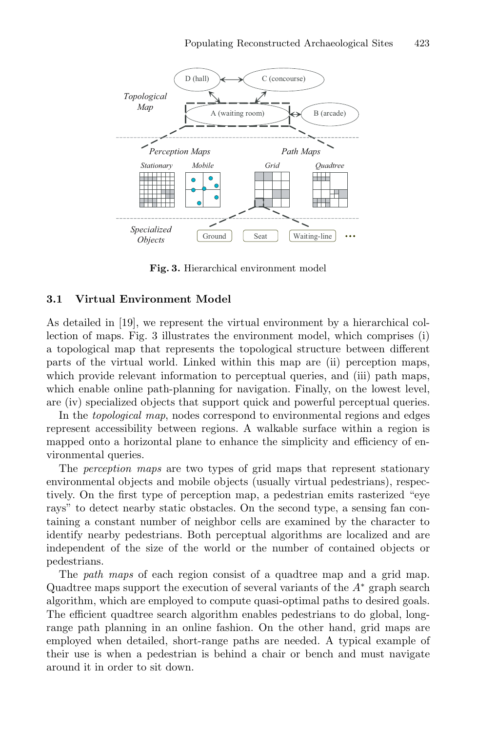Fig. 3. Hierarchical environment model

### 3.1 Virtual Environment Model

As detailed in [19], we represent the virtual environment by a hierarchical collection of maps. Fig. 3 illustrates the environment model, which comprises (i) a topological map that represents the topological structure between different parts of the virtual world. Linked within this map are (ii) perception maps, which provide relevant information to perceptual queries, and (iii) path maps, which enable online path-planning for navigation. Finally, on the lowest level, are (iv) specialized objects that support quick and powerful perceptual queries.

In the *topological map*, nodes correspond to environmental regions and edges represent accessibility between regions. A walkable surface within a region is mapped onto a horizontal plane to enhance the simplicity and efficiency of environmental queries.

The *perception maps* are two types of grid maps that represent stationary environmental objects and mobile objects (usually virtual pedestrians), respectively. On the first type of perception map, a pedestrian emits rasterized "eye rays" to detect nearby static obstacles. On the second type, a sensing fan containing a constant number of neighbor cells are examined by the character to identify nearby pedestrians. Both perceptual algorithms are localized and are independent of the size of the world or the number of contained objects or pedestrians.

The *path maps* of each region consist of a quadtree map and a grid map. Quadtree maps support the execution of several variants of the $A^*$ graph search algorithm, which are employed to compute quasi-optimal paths to desired goals. The efficient quadtree search algorithm enables pedestrians to do global, long-range path planning in an online fashion. On the other hand, grid maps are employed when detailed, short-range paths are needed. A typical example of their use is when a pedestrian is behind a chair or bench and must navigate around it in order to sit down.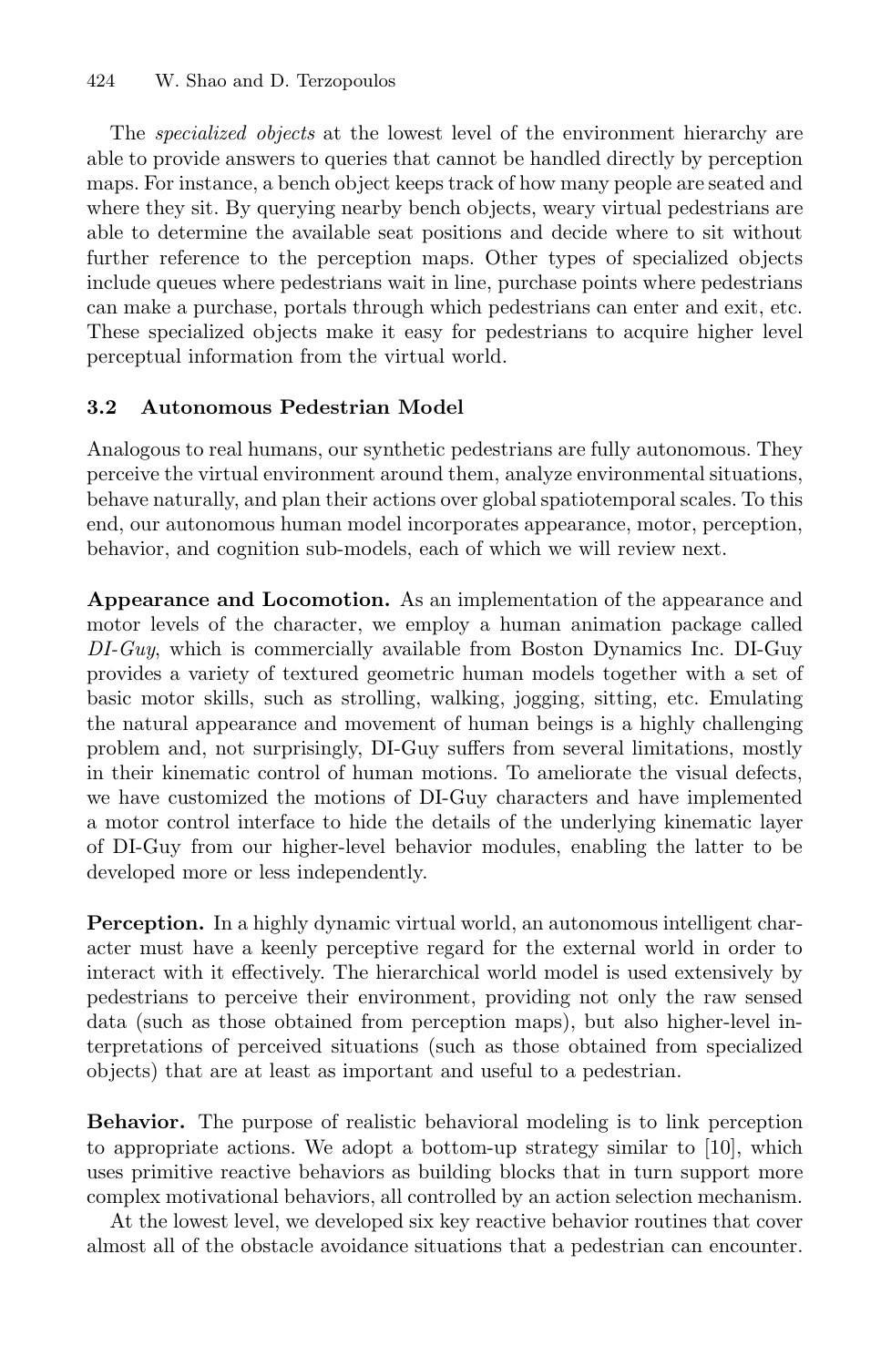The *specialized objects* at the lowest level of the environment hierarchy are able to provide answers to queries that cannot be handled directly by perception maps. For instance, a bench object keeps track of how many people are seated and where they sit. By querying nearby bench objects, weary virtual pedestrians are able to determine the available seat positions and decide where to sit without further reference to the perception maps. Other types of specialized objects include queues where pedestrians wait in line, purchase points where pedestrians can make a purchase, portals through which pedestrians can enter and exit, etc. These specialized objects make it easy for pedestrians to acquire higher level perceptual information from the virtual world.

### 3.2 Autonomous Pedestrian Model

Analogous to real humans, our synthetic pedestrians are fully autonomous. They perceive the virtual environment around them, analyze environmental situations, behave naturally, and plan their actions over global spatiotemporal scales. To this end, our autonomous human model incorporates appearance, motor, perception, behavior, and cognition sub-models, each of which we will review next.

**Appearance and Locomotion.** As an implementation of the appearance and motor levels of the character, we employ a human animation package called *DI-Guy*, which is commercially available from Boston Dynamics Inc. DI-Guy provides a variety of textured geometric human models together with a set of basic motor skills, such as strolling, walking, jogging, sitting, etc. Emulating the natural appearance and movement of human beings is a highly challenging problem and, not surprisingly, DI-Guy suffers from several limitations, mostly in their kinematic control of human motions. To ameliorate the visual defects, we have customized the motions of DI-Guy characters and have implemented a motor control interface to hide the details of the underlying kinematic layer of DI-Guy from our higher-level behavior modules, enabling the latter to be developed more or less independently.

**Perception.** In a highly dynamic virtual world, an autonomous intelligent character must have a keenly perceptive regard for the external world in order to interact with it effectively. The hierarchical world model is used extensively by pedestrians to perceive their environment, providing not only the raw sensed data (such as those obtained from perception maps), but also higher-level interpretations of perceived situations (such as those obtained from specialized objects) that are at least as important and useful to a pedestrian.

**Behavior.** The purpose of realistic behavioral modeling is to link perception to appropriate actions. We adopt a bottom-up strategy similar to [10], which uses primitive reactive behaviors as building blocks that in turn support more complex motivational behaviors, all controlled by an action selection mechanism.

At the lowest level, we developed six key reactive behavior routines that cover almost all of the obstacle avoidance situations that a pedestrian can encounter.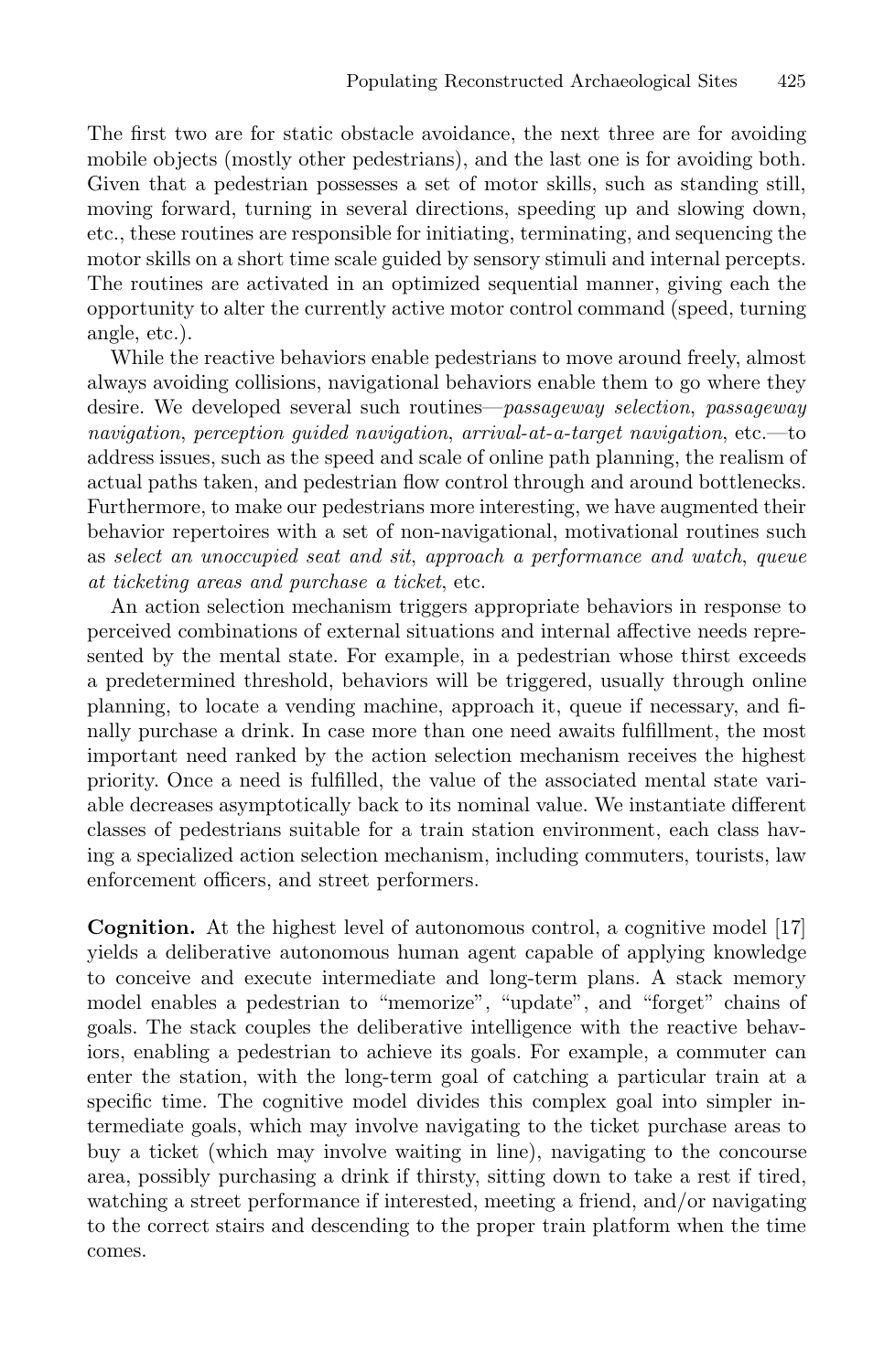The first two are for static obstacle avoidance, the next three are for avoiding mobile objects (mostly other pedestrians), and the last one is for avoiding both. Given that a pedestrian possesses a set of motor skills, such as standing still, moving forward, turning in several directions, speeding up and slowing down, etc., these routines are responsible for initiating, terminating, and sequencing the motor skills on a short time scale guided by sensory stimuli and internal percepts. The routines are activated in an optimized sequential manner, giving each the opportunity to alter the currently active motor control command (speed, turning angle, etc.).

While the reactive behaviors enable pedestrians to move around freely, almost always avoiding collisions, navigational behaviors enable them to go where they desire. We developed several such routines—*passageway selection*, *passageway navigation*, *perception guided navigation*, *arrival-at-a-target navigation*, etc.—to address issues, such as the speed and scale of online path planning, the realism of actual paths taken, and pedestrian flow control through and around bottlenecks. Furthermore, to make our pedestrians more interesting, we have augmented their behavior repertoires with a set of non-navigational, motivational routines such as *select an unoccupied seat and sit*, *approach a performance and watch*, *queue at ticketing areas and purchase a ticket*, etc.

An action selection mechanism triggers appropriate behaviors in response to perceived combinations of external situations and internal affective needs represented by the mental state. For example, in a pedestrian whose thirst exceeds a predetermined threshold, behaviors will be triggered, usually through online planning, to locate a vending machine, approach it, queue if necessary, and finally purchase a drink. In case more than one need awaits fulfillment, the most important need ranked by the action selection mechanism receives the highest priority. Once a need is fulfilled, the value of the associated mental state variable decreases asymptotically back to its nominal value. We instantiate different classes of pedestrians suitable for a train station environment, each class having a specialized action selection mechanism, including commuters, tourists, law enforcement officers, and street performers.

**Cognition.** At the highest level of autonomous control, a cognitive model [17] yields a deliberative autonomous human agent capable of applying knowledge to conceive and execute intermediate and long-term plans. A stack memory model enables a pedestrian to "memorize", "update", and "forget" chains of goals. The stack couples the deliberative intelligence with the reactive behaviors, enabling a pedestrian to achieve its goals. For example, a commuter can enter the station, with the long-term goal of catching a particular train at a specific time. The cognitive model divides this complex goal into simpler intermediate goals, which may involve navigating to the ticket purchase areas to buy a ticket (which may involve waiting in line), navigating to the concourse area, possibly purchasing a drink if thirsty, sitting down to take a rest if tired, watching a street performance if interested, meeting a friend, and/or navigating to the correct stairs and descending to the proper train platform when the time comes.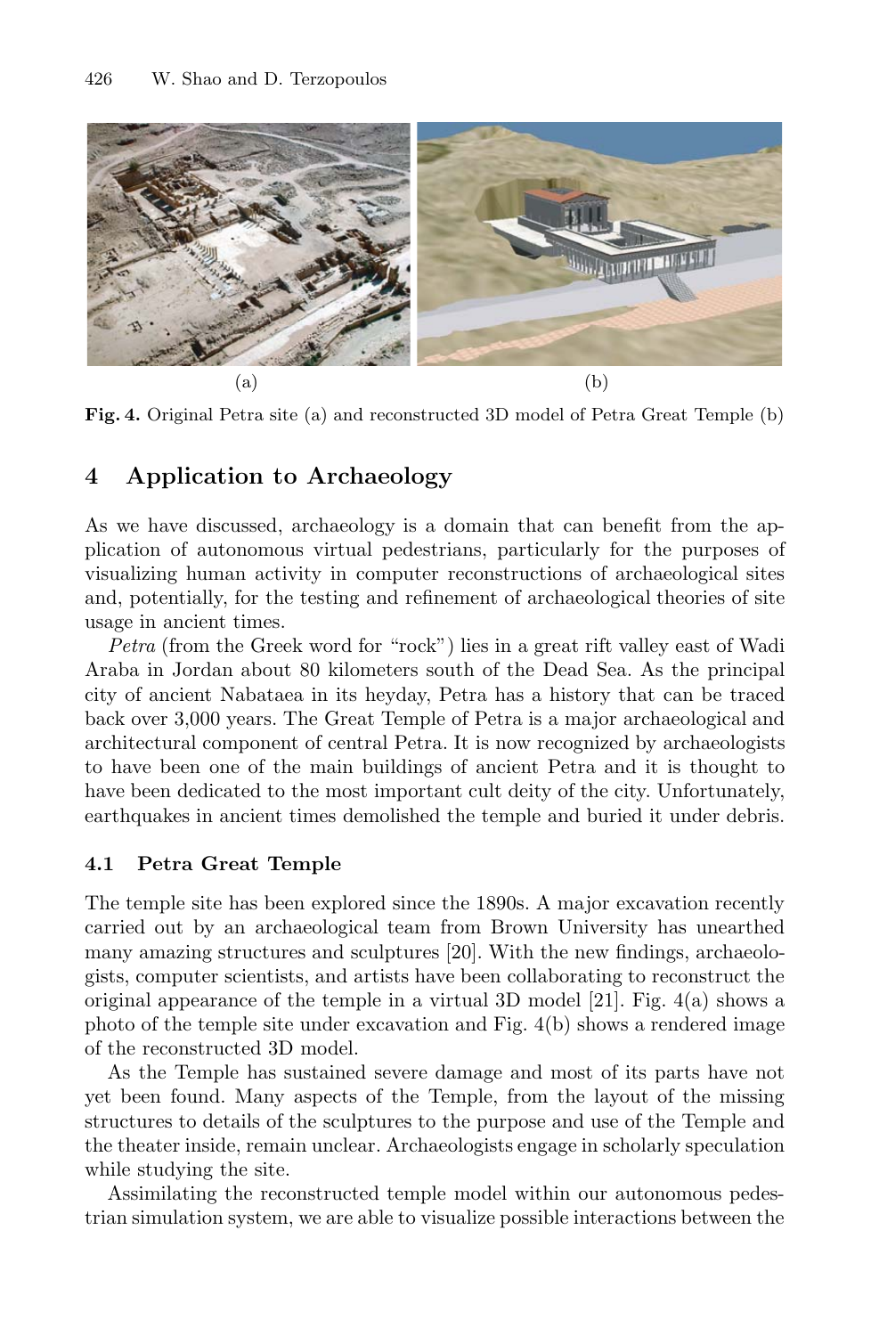(a) (b)

**Fig. 4.** Original Petra site (a) and reconstructed 3D model of Petra Great Temple (b)

## 4 Application to Archaeology

As we have discussed, archaeology is a domain that can benefit from the application of autonomous virtual pedestrians, particularly for the purposes of visualizing human activity in computer reconstructions of archaeological sites and, potentially, for the testing and refinement of archaeological theories of site usage in ancient times.

*Petra* (from the Greek word for "rock") lies in a great rift valley east of Wadi Araba in Jordan about 80 kilometers south of the Dead Sea. As the principal city of ancient Nabataea in its heyday, Petra has a history that can be traced back over 3,000 years. The Great Temple of Petra is a major archaeological and architectural component of central Petra. It is now recognized by archaeologists to have been one of the main buildings of ancient Petra and it is thought to have been dedicated to the most important cult deity of the city. Unfortunately, earthquakes in ancient times demolished the temple and buried it under debris.

### 4.1 Petra Great Temple

The temple site has been explored since the 1890s. A major excavation recently carried out by an archaeological team from Brown University has unearthed many amazing structures and sculptures [20]. With the new findings, archaeologists, computer scientists, and artists have been collaborating to reconstruct the original appearance of the temple in a virtual 3D model [21]. Fig. 4(a) shows a photo of the temple site under excavation and Fig. 4(b) shows a rendered image of the reconstructed 3D model.

As the Temple has sustained severe damage and most of its parts have not yet been found. Many aspects of the Temple, from the layout of the missing structures to details of the sculptures to the purpose and use of the Temple and the theater inside, remain unclear. Archaeologists engage in scholarly speculation while studying the site.

Assimilating the reconstructed temple model within our autonomous pedestrian simulation system, we are able to visualize possible interactions between the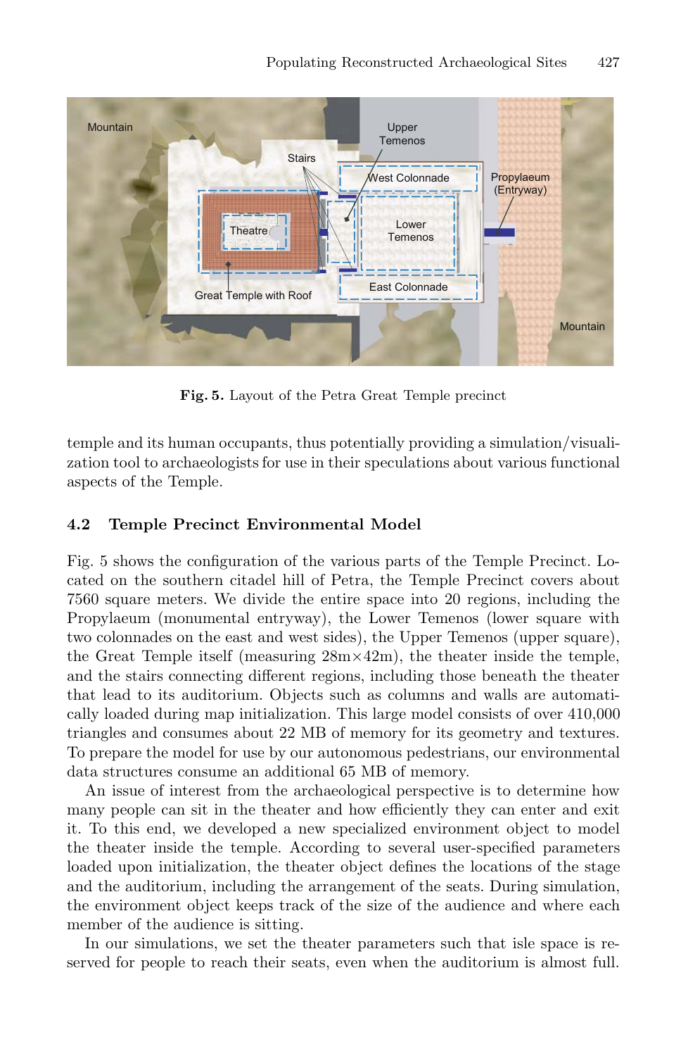Fig. 5. Layout of the Petra Great Temple precinct

temple and its human occupants, thus potentially providing a simulation/visualization tool to archaeologists for use in their speculations about various functional aspects of the Temple.

### 4.2 Temple Precinct Environmental Model

Fig. 5 shows the configuration of the various parts of the Temple Precinct. Located on the southern citadel hill of Petra, the Temple Precinct covers about 7560 square meters. We divide the entire space into 20 regions, including the Propylaeum (monumental entryway), the Lower Temenos (lower square with two colonnades on the east and west sides), the Upper Temenos (upper square), the Great Temple itself (measuring 28m×42m), the theater inside the temple, and the stairs connecting different regions, including those beneath the theater that lead to its auditorium. Objects such as columns and walls are automatically loaded during map initialization. This large model consists of over 410,000 triangles and consumes about 22 MB of memory for its geometry and textures. To prepare the model for use by our autonomous pedestrians, our environmental data structures consume an additional 65 MB of memory.

An issue of interest from the archaeological perspective is to determine how many people can sit in the theater and how efficiently they can enter and exit it. To this end, we developed a new specialized environment object to model the theater inside the temple. According to several user-specified parameters loaded upon initialization, the theater object defines the locations of the stage and the auditorium, including the arrangement of the seats. During simulation, the environment object keeps track of the size of the audience and where each member of the audience is sitting.

In our simulations, we set the theater parameters such that isle space is reserved for people to reach their seats, even when the auditorium is almost full.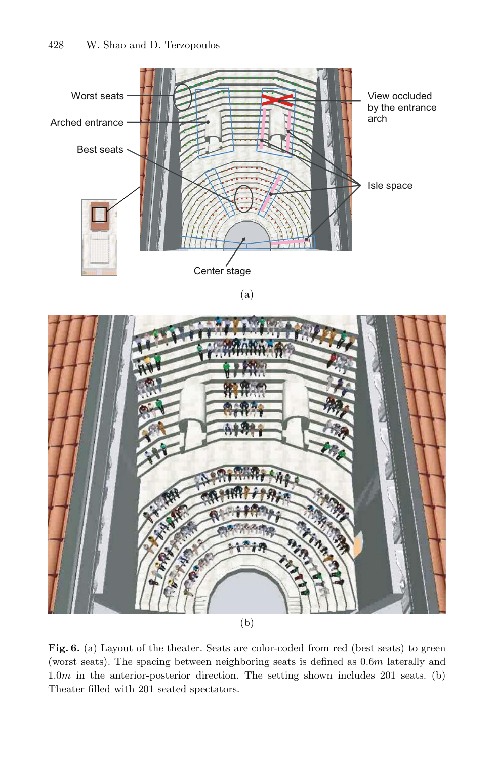**Fig. 6.** (a) Layout of the theater. Seats are color-coded from red (best seats) to green (worst seats). The spacing between neighboring seats is defined as $0.6m$ laterally and $1.0m$ in the anterior-posterior direction. The setting shown includes 201 seats. (b) Theater filled with 201 seated spectators.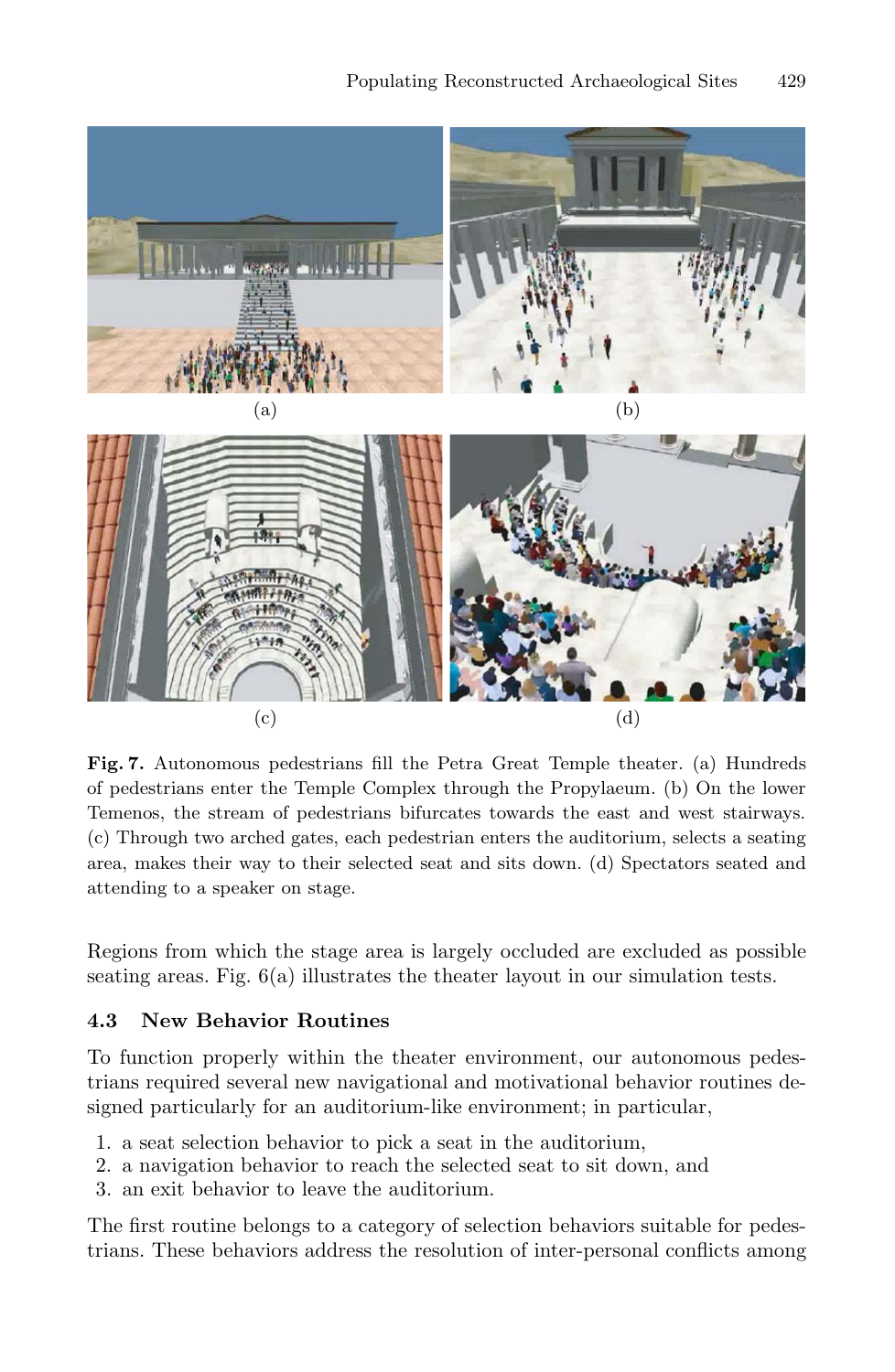(a)

(b)

(c)

(d)

**Fig. 7.** Autonomous pedestrians fill the Petra Great Temple theater. (a) Hundreds of pedestrians enter the Temple Complex through the Propylaeum. (b) On the lower Temenos, the stream of pedestrians bifurcates towards the east and west stairways. (c) Through two arched gates, each pedestrian enters the auditorium, selects a seating area, makes their way to their selected seat and sits down. (d) Spectators seated and attending to a speaker on stage.

Regions from which the stage area is largely occluded are excluded as possible seating areas. Fig. 6(a) illustrates the theater layout in our simulation tests.

### 4.3 New Behavior Routines

To function properly within the theater environment, our autonomous pedestrians required several new navigational and motivational behavior routines designed particularly for an auditorium-like environment; in particular,

1. a seat selection behavior to pick a seat in the auditorium,
2. a navigation behavior to reach the selected seat to sit down, and
3. an exit behavior to leave the auditorium.

The first routine belongs to a category of selection behaviors suitable for pedestrians. These behaviors address the resolution of inter-personal conflicts among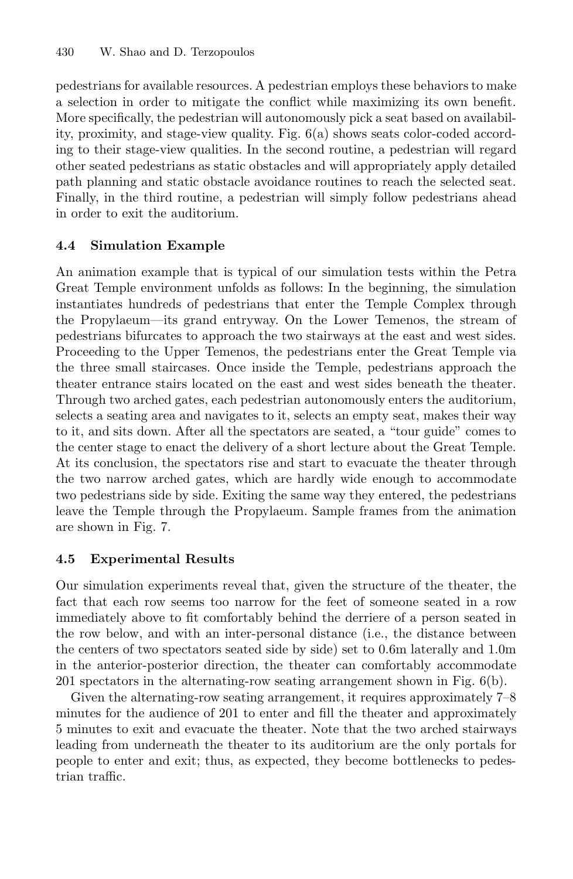pedestrians for available resources. A pedestrian employs these behaviors to make a selection in order to mitigate the conflict while maximizing its own benefit. More specifically, the pedestrian will autonomously pick a seat based on availability, proximity, and stage-view quality. Fig. 6(a) shows seats color-coded according to their stage-view qualities. In the second routine, a pedestrian will regard other seated pedestrians as static obstacles and will appropriately apply detailed path planning and static obstacle avoidance routines to reach the selected seat. Finally, in the third routine, a pedestrian will simply follow pedestrians ahead in order to exit the auditorium.

### 4.4 Simulation Example

An animation example that is typical of our simulation tests within the Petra Great Temple environment unfolds as follows: In the beginning, the simulation instantiates hundreds of pedestrians that enter the Temple Complex through the Propylaeum—its grand entryway. On the Lower Temenos, the stream of pedestrians bifurcates to approach the two stairways at the east and west sides. Proceeding to the Upper Temenos, the pedestrians enter the Great Temple via the three small staircases. Once inside the Temple, pedestrians approach the theater entrance stairs located on the east and west sides beneath the theater. Through two arched gates, each pedestrian autonomously enters the auditorium, selects a seating area and navigates to it, selects an empty seat, makes their way to it, and sits down. After all the spectators are seated, a "tour guide" comes to the center stage to enact the delivery of a short lecture about the Great Temple. At its conclusion, the spectators rise and start to evacuate the theater through the two narrow arched gates, which are hardly wide enough to accommodate two pedestrians side by side. Exiting the same way they entered, the pedestrians leave the Temple through the Propylaeum. Sample frames from the animation are shown in Fig. 7.

### 4.5 Experimental Results

Our simulation experiments reveal that, given the structure of the theater, the fact that each row seems too narrow for the feet of someone seated in a row immediately above to fit comfortably behind the derriere of a person seated in the row below, and with an inter-personal distance (i.e., the distance between the centers of two spectators seated side by side) set to 0.6m laterally and 1.0m in the anterior-posterior direction, the theater can comfortably accommodate 201 spectators in the alternating-row seating arrangement shown in Fig. 6(b).

Given the alternating-row seating arrangement, it requires approximately 7–8 minutes for the audience of 201 to enter and fill the theater and approximately 5 minutes to exit and evacuate the theater. Note that the two arched stairways leading from underneath the theater to its auditorium are the only portals for people to enter and exit; thus, as expected, they become bottlenecks to pedestrian traffic.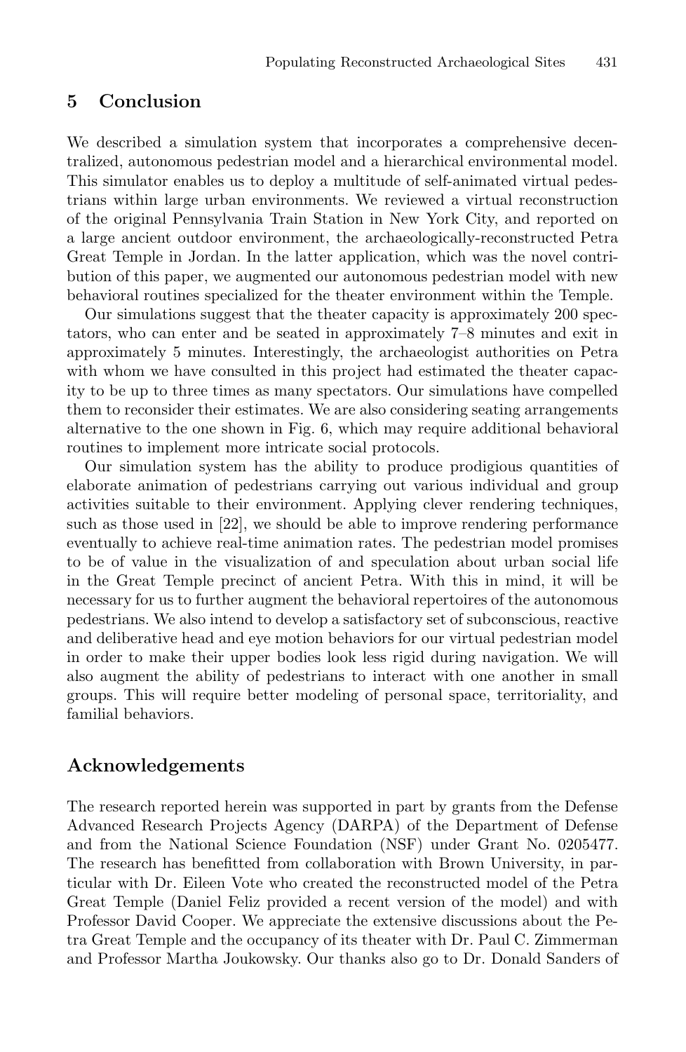## 5 Conclusion

We described a simulation system that incorporates a comprehensive decentralized, autonomous pedestrian model and a hierarchical environmental model. This simulator enables us to deploy a multitude of self-animated virtual pedestrians within large urban environments. We reviewed a virtual reconstruction of the original Pennsylvania Train Station in New York City, and reported on a large ancient outdoor environment, the archaeologically-reconstructed Petra Great Temple in Jordan. In the latter application, which was the novel contribution of this paper, we augmented our autonomous pedestrian model with new behavioral routines specialized for the theater environment within the Temple.

Our simulations suggest that the theater capacity is approximately 200 spectators, who can enter and be seated in approximately 7–8 minutes and exit in approximately 5 minutes. Interestingly, the archaeologist authorities on Petra with whom we have consulted in this project had estimated the theater capacity to be up to three times as many spectators. Our simulations have compelled them to reconsider their estimates. We are also considering seating arrangements alternative to the one shown in Fig. 6, which may require additional behavioral routines to implement more intricate social protocols.

Our simulation system has the ability to produce prodigious quantities of elaborate animation of pedestrians carrying out various individual and group activities suitable to their environment. Applying clever rendering techniques, such as those used in [22], we should be able to improve rendering performance eventually to achieve real-time animation rates. The pedestrian model promises to be of value in the visualization of and speculation about urban social life in the Great Temple precinct of ancient Petra. With this in mind, it will be necessary for us to further augment the behavioral repertoires of the autonomous pedestrians. We also intend to develop a satisfactory set of subconscious, reactive and deliberative head and eye motion behaviors for our virtual pedestrian model in order to make their upper bodies look less rigid during navigation. We will also augment the ability of pedestrians to interact with one another in small groups. This will require better modeling of personal space, territoriality, and familial behaviors.

## Acknowledgements

The research reported herein was supported in part by grants from the Defense Advanced Research Projects Agency (DARPA) of the Department of Defense and from the National Science Foundation (NSF) under Grant No. 0205477. The research has benefitted from collaboration with Brown University, in particular with Dr. Eileen Vote who created the reconstructed model of the Petra Great Temple (Daniel Feliz provided a recent version of the model) and with Professor David Cooper. We appreciate the extensive discussions about the Petra Great Temple and the occupancy of its theater with Dr. Paul C. Zimmerman and Professor Martha Joukowsky. Our thanks also go to Dr. Donald Sanders of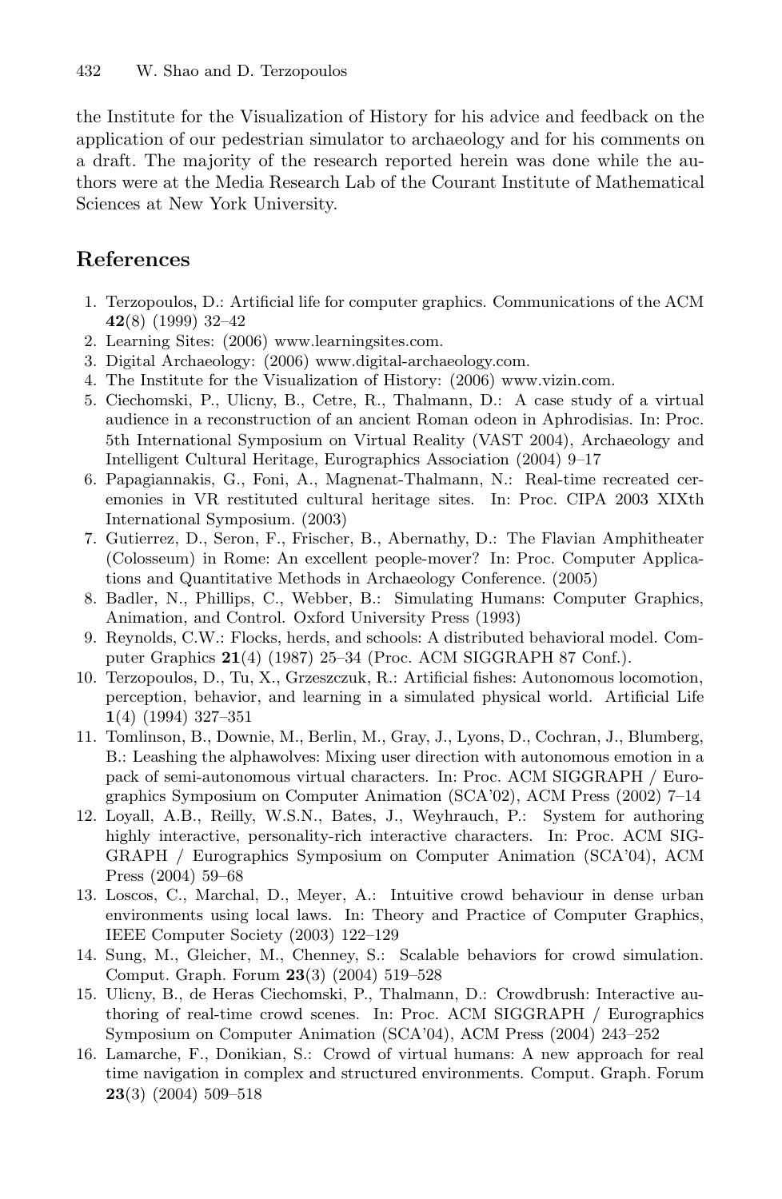the Institute for the Visualization of History for his advice and feedback on the application of our pedestrian simulator to archaeology and for his comments on a draft. The majority of the research reported herein was done while the authors were at the Media Research Lab of the Courant Institute of Mathematical Sciences at New York University.

## References

1. Terzopoulos, D.: Artificial life for computer graphics. Communications of the ACM **42**(8) (1999) 32–42
2. Learning Sites: (2006) www.learningsites.com.
3. Digital Archaeology: (2006) www.digital-archaeology.com.
4. The Institute for the Visualization of History: (2006) www.vizin.com.
5. Ciechomski, P., Ulicny, B., Cetre, R., Thalmann, D.: A case study of a virtual audience in a reconstruction of an ancient Roman odeon in Aphrodisias. In: Proc. 5th International Symposium on Virtual Reality (VAST 2004), Archaeology and Intelligent Cultural Heritage, Eurographics Association (2004) 9–17
6. Papagiannakis, G., Foni, A., Magnenat-Thalmann, N.: Real-time recreated ceremonies in VR restituted cultural heritage sites. In: Proc. CIPA 2003 XIXth International Symposium. (2003)
7. Gutierrez, D., Seron, F., Frischer, B., Abernathy, D.: The Flavian Amphitheater (Colosseum) in Rome: An excellent people-mover? In: Proc. Computer Applications and Quantitative Methods in Archaeology Conference. (2005)
8. Badler, N., Phillips, C., Webber, B.: Simulating Humans: Computer Graphics, Animation, and Control. Oxford University Press (1993)
9. Reynolds, C.W.: Flocks, herds, and schools: A distributed behavioral model. Computer Graphics **21**(4) (1987) 25–34 (Proc. ACM SIGGRAPH 87 Conf.).
10. Terzopoulos, D., Tu, X., Grzeszczuk, R.: Artificial fishes: Autonomous locomotion, perception, behavior, and learning in a simulated physical world. Artificial Life **1**(4) (1994) 327–351
11. Tomlinson, B., Downie, M., Berlin, M., Gray, J., Lyons, D., Cochran, J., Blumberg, B.: Leashing the alphawolves: Mixing user direction with autonomous emotion in a pack of semi-autonomous virtual characters. In: Proc. ACM SIGGRAPH / Eurographics Symposium on Computer Animation (SCA'02), ACM Press (2002) 7–14
12. Loyall, A.B., Reilly, W.S.N., Bates, J., Weyhrauch, P.: System for authoring highly interactive, personality-rich interactive characters. In: Proc. ACM SIGGRAPH / Eurographics Symposium on Computer Animation (SCA'04), ACM Press (2004) 59–68
13. Loscos, C., Marchal, D., Meyer, A.: Intuitive crowd behaviour in dense urban environments using local laws. In: Theory and Practice of Computer Graphics, IEEE Computer Society (2003) 122–129
14. Sung, M., Gleicher, M., Chenney, S.: Scalable behaviors for crowd simulation. Comput. Graph. Forum **23**(3) (2004) 519–528
15. Ulicny, B., de Heras Ciechomski, P., Thalmann, D.: Crowdbrush: Interactive authoring of real-time crowd scenes. In: Proc. ACM SIGGRAPH / Eurographics Symposium on Computer Animation (SCA'04), ACM Press (2004) 243–252
16. Lamarche, F., Donikian, S.: Crowd of virtual humans: A new approach for real time navigation in complex and structured environments. Comput. Graph. Forum **23**(3) (2004) 509–518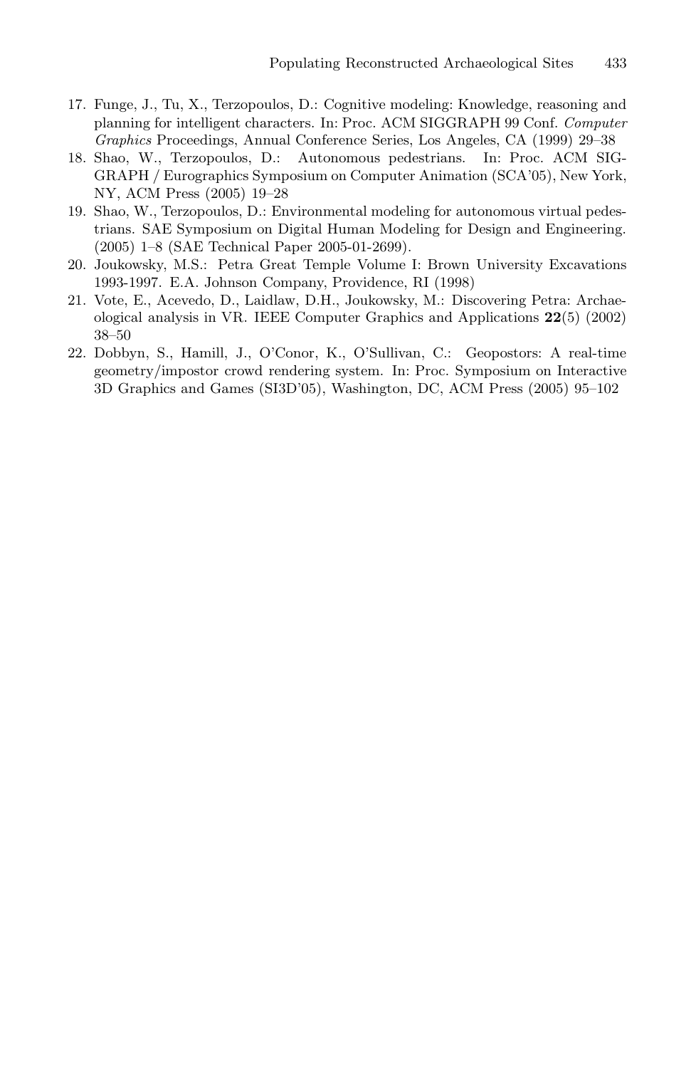17. Funge, J., Tu, X., Terzopoulos, D.: Cognitive modeling: Knowledge, reasoning and planning for intelligent characters. In: Proc. ACM SIGGRAPH 99 Conf. *Computer Graphics* Proceedings, Annual Conference Series, Los Angeles, CA (1999) 29–38
18. Shao, W., Terzopoulos, D.: Autonomous pedestrians. In: Proc. ACM SIGGRAPH / Eurographics Symposium on Computer Animation (SCA'05), New York, NY, ACM Press (2005) 19–28
19. Shao, W., Terzopoulos, D.: Environmental modeling for autonomous virtual pedestrians. SAE Symposium on Digital Human Modeling for Design and Engineering. (2005) 1–8 (SAE Technical Paper 2005-01-2699).
20. Joukowsky, M.S.: Petra Great Temple Volume I: Brown University Excavations 1993-1997. E.A. Johnson Company, Providence, RI (1998)
21. Vote, E., Acevedo, D., Laidlaw, D.H., Joukowsky, M.: Discovering Petra: Archaeological analysis in VR. IEEE Computer Graphics and Applications **22**(5) (2002) 38–50
22. Dobbyn, S., Hamill, J., O'Conor, K., O'Sullivan, C.: Geopostors: A real-time geometry/impostor crowd rendering system. In: Proc. Symposium on Interactive 3D Graphics and Games (SI3D'05), Washington, DC, ACM Press (2005) 95–102